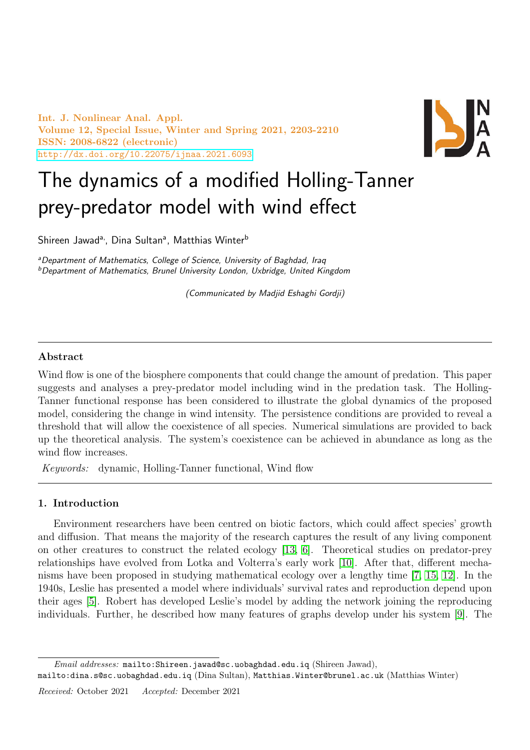# The dynamics of a modified Holling-Tanner prey-predator model with wind effect

Shireen Jawad[a,], Dina Sultan[a], Matthias Winter[b]

[a]*Department of Mathematics, College of Science, University of Baghdad, Iraq*
[b]*Department of Mathematics, Brunel University London, Uxbridge, United Kingdom*

*(Communicated by Madjid Eshaghi Gordji)*

---

## Abstract

Wind flow is one of the biosphere components that could change the amount of predation. This paper suggests and analyses a prey-predator model including wind in the predation task. The Holling-Tanner functional response has been considered to illustrate the global dynamics of the proposed model, considering the change in wind intensity. The persistence conditions are provided to reveal a threshold that will allow the coexistence of all species. Numerical simulations are provided to back up the theoretical analysis. The system's coexistence can be achieved in abundance as long as the wind flow increases.

*Keywords:* dynamic, Holling-Tanner functional, Wind flow

---

## 1. Introduction

Environment researchers have been centred on biotic factors, which could affect species' growth and diffusion. That means the majority of the research captures the result of any living component on other creatures to construct the related ecology [13, 6]. Theoretical studies on predator-prey relationships have evolved from Lotka and Volterra's early work [10]. After that, different mechanisms have been proposed in studying mathematical ecology over a lengthy time [7, 15, 12]. In the 1940s, Leslie has presented a model where individuals' survival rates and reproduction depend upon their ages [5]. Robert has developed Leslie's model by adding the network joining the reproducing individuals. Further, he described how many features of graphs develop under his system [9]. The

---

*Email addresses:* mailto:Shireen.jawad@sc.uobaghdad.edu.iq (Shireen Jawad), mailto:dina.s@sc.uobaghdad.edu.iq (Dina Sultan), Matthias.Winter@brunel.ac.uk (Matthias Winter)

*Received:* October 2021 *Accepted:* December 2021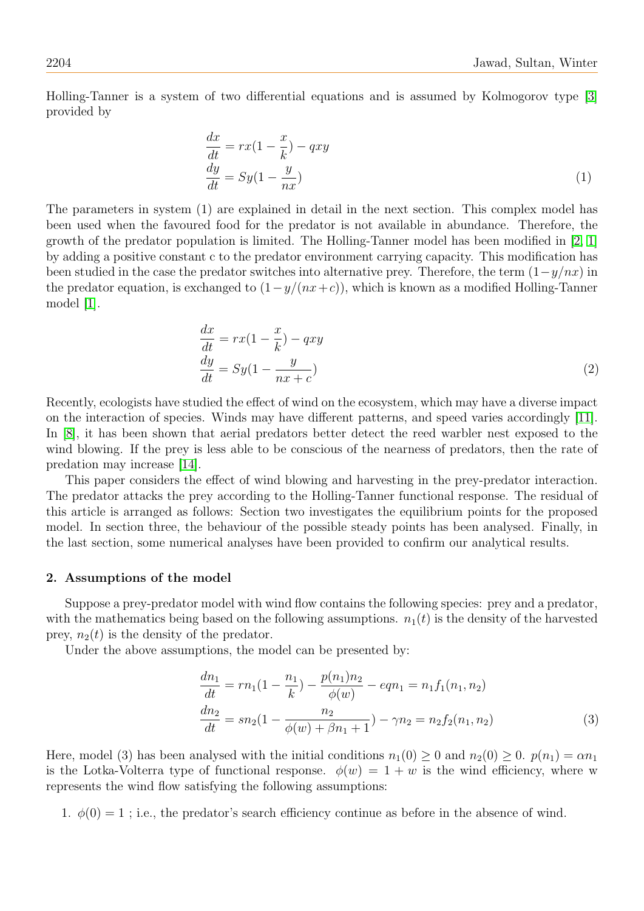Holling-Tanner is a system of two differential equations and is assumed by Kolmogorov type [3] provided by

$$
\begin{aligned}
\frac{dx}{dt} &= rx(1-\frac{x}{k}) - qxy \\
\frac{dy}{dt} &= Sy(1-\frac{y}{nx})
\end{aligned}
\tag{1}
$$

The parameters in system (1) are explained in detail in the next section. This complex model has been used when the favoured food for the predator is not available in abundance. Therefore, the growth of the predator population is limited. The Holling-Tanner model has been modified in [2, 1] by adding a positive constant c to the predator environment carrying capacity. This modification has been studied in the case the predator switches into alternative prey. Therefore, the term $(1-y/nx)$ in the predator equation, is exchanged to $(1-y/(nx+c))$, which is known as a modified Holling-Tanner model [1].

$$
\begin{aligned}
\frac{dx}{dt} &= rx(1-\frac{x}{k}) - qxy \\
\frac{dy}{dt} &= Sy(1-\frac{y}{nx+c})
\end{aligned}
\tag{2}
$$

Recently, ecologists have studied the effect of wind on the ecosystem, which may have a diverse impact on the interaction of species. Winds may have different patterns, and speed varies accordingly [11]. In [8], it has been shown that aerial predators better detect the reed warbler nest exposed to the wind blowing. If the prey is less able to be conscious of the nearness of predators, then the rate of predation may increase [14].

This paper considers the effect of wind blowing and harvesting in the prey-predator interaction. The predator attacks the prey according to the Holling-Tanner functional response. The residual of this article is arranged as follows: Section two investigates the equilibrium points for the proposed model. In section three, the behaviour of the possible steady points has been analysed. Finally, in the last section, some numerical analyses have been provided to confirm our analytical results.

## 2. Assumptions of the model

Suppose a prey-predator model with wind flow contains the following species: prey and a predator, with the mathematics being based on the following assumptions. $n_1(t)$ is the density of the harvested prey, $n_2(t)$ is the density of the predator.

Under the above assumptions, the model can be presented by:

$$
\begin{aligned}
\frac{dn_1}{dt} &= rn_1(1-\frac{n_1}{k}) - \frac{p(n_1)n_2}{\phi(w)} - eqn_1 = n_1 f_1(n_1, n_2) \\
\frac{dn_2}{dt} &= sn_2(1-\frac{n_2}{\phi(w)+\beta n_1 + 1}) - \gamma n_2 = n_2 f_2(n_1, n_2)
\end{aligned}
\tag{3}
$$

Here, model (3) has been analysed with the initial conditions $n_1(0) \geq 0$ and $n_2(0) \geq 0$. $p(n_1) = \alpha n_1$ is the Lotka-Volterra type of functional response. $\phi(w) = 1 + w$ is the wind efficiency, where w represents the wind flow satisfying the following assumptions:

1. $\phi(0) = 1$ ; i.e., the predator's search efficiency continue as before in the absence of wind.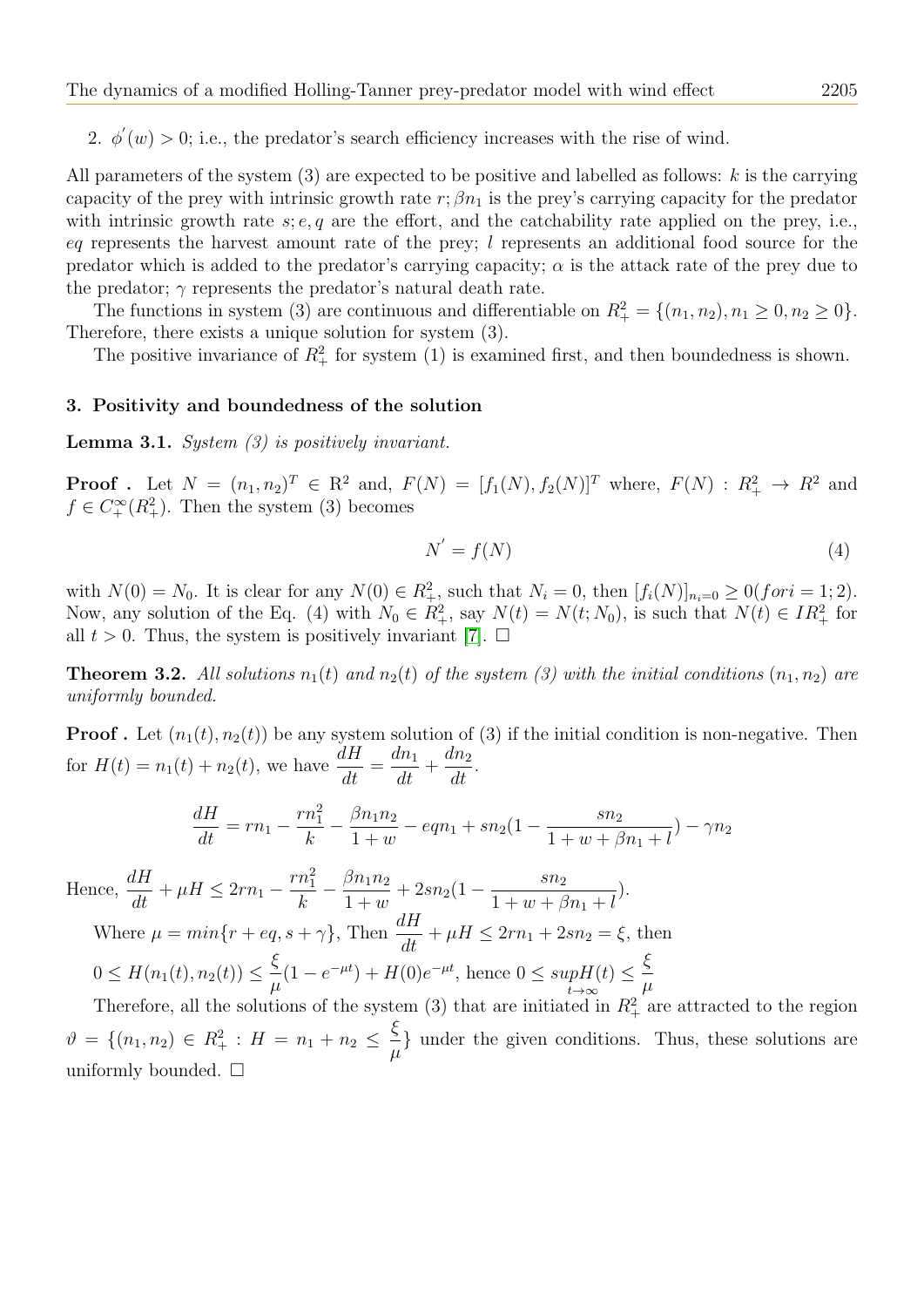2. $\phi^{'}(w) > 0$; i.e., the predator's search efficiency increases with the rise of wind.

All parameters of the system (3) are expected to be positive and labelled as follows: $k$ is the carrying capacity of the prey with intrinsic growth rate $r; \beta n_1$ is the prey's carrying capacity for the predator with intrinsic growth rate $s; e, q$ are the effort, and the catchability rate applied on the prey, i.e., $eq$ represents the harvest amount rate of the prey; $l$ represents an additional food source for the predator which is added to the predator's carrying capacity; $\alpha$ is the attack rate of the prey due to the predator; $\gamma$ represents the predator's natural death rate.

The functions in system (3) are continuous and differentiable on $R^2_+ = \{(n_1, n_2), n_1 \geq 0, n_2 \geq 0\}$. Therefore, there exists a unique solution for system (3).

The positive invariance of $R^2_+$ for system (1) is examined first, and then boundedness is shown.

### 3. Positivity and boundedness of the solution

**Lemma 3.1.** *System (3) is positively invariant.*

**Proof .** Let $N = (n_1, n_2)^T \in \mathrm{R}^2$ and, $F(N) = [f_1(N), f_2(N)]^T$ where, $F(N) : R^2_+ \rightarrow R^2$ and $f \in C^{\infty}_+(R^2_+)$. Then the system (3) becomes

$$N^{'} = f(N) \tag{4}$$

with $N(0) = N_0$. It is clear for any $N(0) \in R^2_+$, such that $N_i = 0$, then $[f_i(N)]_{n_i=0} \geq 0 (for i = 1; 2)$. Now, any solution of the Eq. (4) with $N_0 \in R^2_+$, say $N(t) = N(t; N_0)$, is such that $N(t) \in IR^2_+$ for all $t > 0$. Thus, the system is positively invariant [7]. □

**Theorem 3.2.** *All solutions $n_1(t)$ and $n_2(t)$ of the system (3) with the initial conditions $(n_1, n_2)$ are uniformly bounded.*

**Proof .** Let $(n_1(t), n_2(t))$ be any system solution of (3) if the initial condition is non-negative. Then for $H(t) = n_1(t) + n_2(t)$, we have $\dfrac{dH}{dt} = \dfrac{dn_1}{dt} + \dfrac{dn_2}{dt}$.

$$\frac{dH}{dt} = rn_1 - \frac{rn_1^2}{k} - \frac{\beta n_1 n_2}{1+w} - eqn_1 + sn_2(1 - \frac{sn_2}{1 + w + \beta n_1 + l}) - \gamma n_2$$

Hence, $\dfrac{dH}{dt} + \mu H \leq 2rn_1 - \dfrac{rn_1^2}{k} - \dfrac{\beta n_1 n_2}{1+w} + 2sn_2(1 - \dfrac{sn_2}{1 + w + \beta n_1 + l})$.

Where $\mu = min\{r + eq, s + \gamma\}$, Then $\dfrac{dH}{dt} + \mu H \leq 2rn_1 + 2sn_2 = \xi$, then

$0 \leq H(n_1(t), n_2(t)) \leq \dfrac{\xi}{\mu}(1 - e^{-\mu t}) + H(0)e^{-\mu t}$, hence $0 \leq \sup_{t\to\infty} H(t) \leq \dfrac{\xi}{\mu}$

Therefore, all the solutions of the system (3) that are initiated in $R^2_+$ are attracted to the region $\vartheta = \{(n_1, n_2) \in R^2_+ : H = n_1 + n_2 \leq \dfrac{\xi}{\mu}\}$ under the given conditions. Thus, these solutions are uniformly bounded. □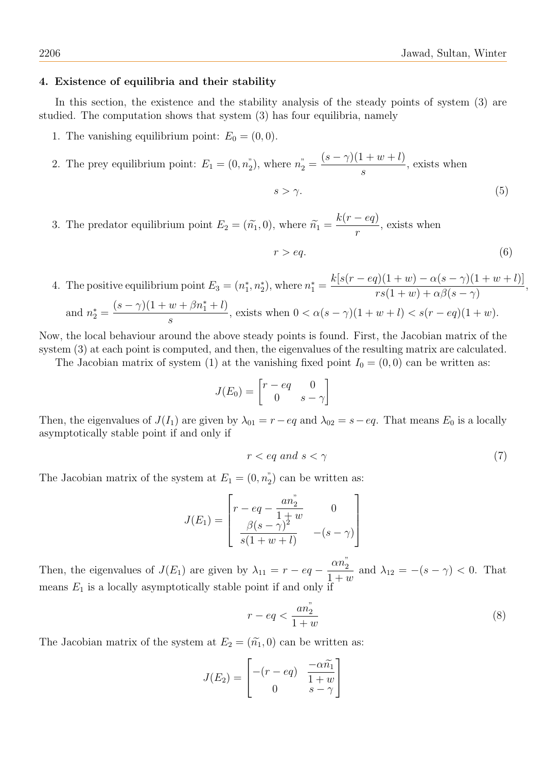### 4. Existence of equilibria and their stability

In this section, the existence and the stability analysis of the steady points of system (3) are studied. The computation shows that system (3) has four equilibria, namely

1. The vanishing equilibrium point: $E_0 = (0, 0)$.
2. The prey equilibrium point: $E_1 = (0, n_2^{"})$, where $n_2^{"} = \dfrac{(s-\gamma)(1+w+l)}{s}$, exists when
$$s > \gamma. \tag{5}$$
3. The predator equilibrium point $E_2 = (\widetilde{n}_1, 0)$, where $\widetilde{n}_1 = \dfrac{k(r-eq)}{r}$, exists when
$$r > eq. \tag{6}$$
4. The positive equilibrium point $E_3 = (n_1^*, n_2^*)$, where $n_1^* = \dfrac{k[s(r-eq)(1+w) - \alpha(s-\gamma)(1+w+l)]}{rs(1+w) + \alpha\beta(s-\gamma)}$, and $n_2^* = \dfrac{(s-\gamma)(1+w+\beta n_1^* + l)}{s}$, exists when $0 < \alpha(s-\gamma)(1+w+l) < s(r-eq)(1+w)$.

Now, the local behaviour around the above steady points is found. First, the Jacobian matrix of the system (3) at each point is computed, and then, the eigenvalues of the resulting matrix are calculated.

The Jacobian matrix of system (1) at the vanishing fixed point $I_0 = (0, 0)$ can be written as:

$$J(E_0) = \begin{bmatrix} r-eq & 0 \\ 0 & s-\gamma \end{bmatrix}$$

Then, the eigenvalues of $J(I_1)$ are given by $\lambda_{01} = r - eq$ and $\lambda_{02} = s - eq$. That means $E_0$ is a locally asymptotically stable point if and only if

$$r < eq \text{ and } s < \gamma \tag{7}$$

The Jacobian matrix of the system at $E_1 = (0, n_2^{"})$ can be written as:

$$J(E_1) = \begin{bmatrix} r - eq - \dfrac{a n_2^{"}}{1+w} & 0 \\ \dfrac{\beta(s-\gamma)^2}{s(1+w+l)} & -(s-\gamma) \end{bmatrix}$$

Then, the eigenvalues of $J(E_1)$ are given by $\lambda_{11} = r - eq - \dfrac{\alpha n_2^{"}}{1+w}$ and $\lambda_{12} = -(s-\gamma) < 0$. That means $E_1$ is a locally asymptotically stable point if and only if

$$r - eq < \frac{a n_2^{"}}{1+w} \tag{8}$$

The Jacobian matrix of the system at $E_2 = (\widetilde{n}_1, 0)$ can be written as:

$$J(E_2) = \begin{bmatrix} -(r-eq) & \dfrac{-\alpha \widetilde{n}_1}{1+w} \\ 0 & s-\gamma \end{bmatrix}$$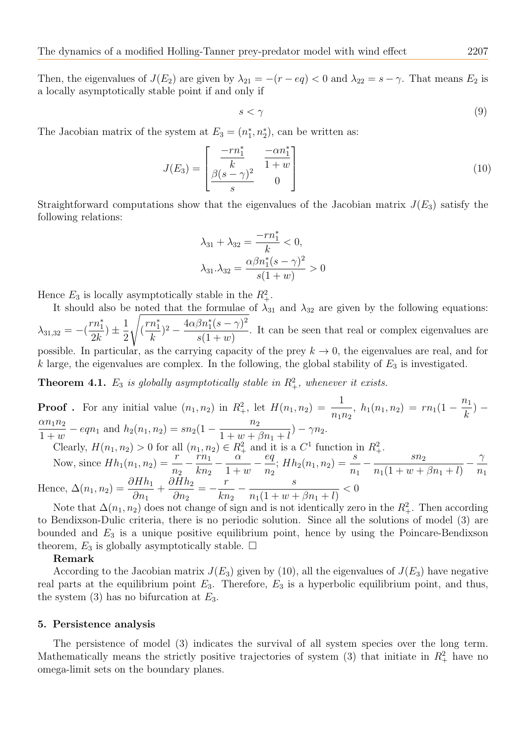Then, the eigenvalues of $J(E_2)$ are given by $\lambda_{21} = -(r - eq) < 0$ and $\lambda_{22} = s - \gamma$. That means $E_2$ is a locally asymptotically stable point if and only if

$$s < \gamma \tag{9}$$

The Jacobian matrix of the system at $E_3 = (n_1^*, n_2^*)$, can be written as:

$$J(E_3) = \begin{bmatrix} \dfrac{-rn_1^*}{k} & \dfrac{-\alpha n_1^*}{1+w} \\ \dfrac{\beta(s-\gamma)^2}{s} & 0 \end{bmatrix} \tag{10}$$

Straightforward computations show that the eigenvalues of the Jacobian matrix $J(E_3)$ satisfy the following relations:

$$\lambda_{31} + \lambda_{32} = \frac{-rn_1^*}{k} < 0,$$

$$\lambda_{31}.\lambda_{32} = \frac{\alpha\beta n_1^*(s-\gamma)^2}{s(1+w)} > 0$$

Hence $E_3$ is locally asymptotically stable in the $R_+^2$.

It should also be noted that the formulae of $\lambda_{31}$ and $\lambda_{32}$ are given by the following equations: $\lambda_{31,32} = -(\frac{rn_1^*}{2k}) \pm \frac{1}{2}\sqrt{(\frac{rn_1^*}{k})^2 - \frac{4\alpha\beta n_1^*(s-\gamma)^2}{s(1+w)}}$. It can be seen that real or complex eigenvalues are possible. In particular, as the carrying capacity of the prey $k \to 0$, the eigenvalues are real, and for $k$ large, the eigenvalues are complex. In the following, the global stability of $E_3$ is investigated.

**Theorem 4.1.** *$E_3$ is globally asymptotically stable in $R_+^2$, whenever it exists.*

**Proof .** For any initial value $(n_1, n_2)$ in $R_+^2$, let $H(n_1, n_2) = \frac{1}{n_1 n_2}$, $h_1(n_1, n_2) = rn_1(1 - \frac{n_1}{k}) - \frac{\alpha n_1 n_2}{1+w} - eqn_1$ and $h_2(n_1, n_2) = sn_2(1 - \frac{n_2}{1+w+\beta n_1 + l}) - \gamma n_2$.

Clearly, $H(n_1, n_2) > 0$ for all $(n_1, n_2) \in R_+^2$ and it is a $C^1$ function in $R_+^2$.

Now, since $Hh_1(n_1, n_2) = \frac{r}{n_2} - \frac{rn_1}{kn_2} - \frac{\alpha}{1+w} - \frac{eq}{n_2}$; $Hh_2(n_1, n_2) = \frac{s}{n_1} - \frac{sn_2}{n_1(1+w+\beta n_1 + l)} - \frac{\gamma}{n_1}$

Hence, $\Delta(n_1, n_2) = \frac{\partial Hh_1}{\partial n_1} + \frac{\partial Hh_2}{\partial n_2} = -\frac{r}{kn_2} - \frac{s}{n_1(1+w+\beta n_1 + l)} < 0$

Note that $\Delta(n_1, n_2)$ does not change of sign and is not identically zero in the $R_+^2$. Then according to Bendixson-Dulic criteria, there is no periodic solution. Since all the solutions of model (3) are bounded and $E_3$ is a unique positive equilibrium point, hence by using the Poincare-Bendixson theorem, $E_3$ is globally asymptotically stable. $\square$

**Remark**

According to the Jacobian matrix $J(E_3)$ given by (10), all the eigenvalues of $J(E_3)$ have negative real parts at the equilibrium point $E_3$. Therefore, $E_3$ is a hyperbolic equilibrium point, and thus, the system (3) has no bifurcation at $E_3$.

## 5. Persistence analysis

The persistence of model (3) indicates the survival of all system species over the long term. Mathematically means the strictly positive trajectories of system (3) that initiate in $R_+^2$ have no omega-limit sets on the boundary planes.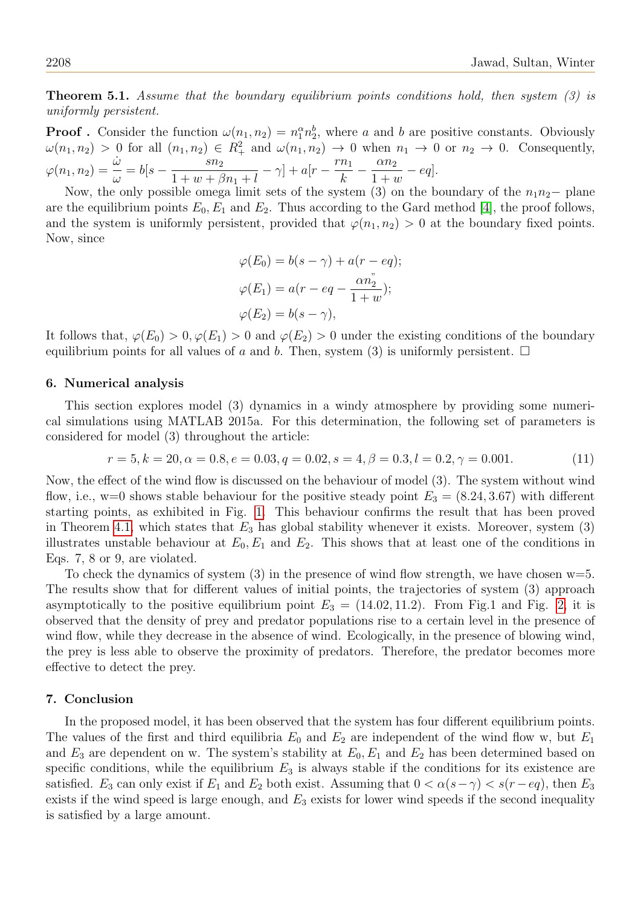**Theorem 5.1.** *Assume that the boundary equilibrium points conditions hold, then system (3) is uniformly persistent.*

**Proof .** Consider the function $\omega(n_1, n_2) = n_1^{\alpha} n_2^{b}$, where $a$ and $b$ are positive constants. Obviously $\omega(n_1, n_2) > 0$ for all $(n_1, n_2) \in R_+^2$ and $\omega(n_1, n_2) \to 0$ when $n_1 \to 0$ or $n_2 \to 0$. Consequently, $\varphi(n_1, n_2) = \frac{\dot{\omega}}{\omega} = b[s - \frac{sn_2}{1 + w + \beta n_1 + l} - \gamma] + a[r - \frac{rn_1}{k} - \frac{\alpha n_2}{1+w} - eq]$.

Now, the only possible omega limit sets of the system (3) on the boundary of the $n_1 n_2-$ plane are the equilibrium points $E_0, E_1$ and $E_2$. Thus according to the Gard method [4], the proof follows, and the system is uniformly persistent, provided that $\varphi(n_1, n_2) > 0$ at the boundary fixed points. Now, since

$$
\begin{aligned}
\varphi(E_0) &= b(s - \gamma) + a(r - eq); \\
\varphi(E_1) &= a(r - eq - \frac{\alpha n_2^{"}}{1+w}); \\
\varphi(E_2) &= b(s - \gamma),
\end{aligned}
$$

It follows that, $\varphi(E_0) > 0, \varphi(E_1) > 0$ and $\varphi(E_2) > 0$ under the existing conditions of the boundary equilibrium points for all values of $a$ and $b$. Then, system (3) is uniformly persistent. $\square$

## 6. Numerical analysis

This section explores model (3) dynamics in a windy atmosphere by providing some numerical simulations using MATLAB 2015a. For this determination, the following set of parameters is considered for model (3) throughout the article:

$$
r = 5, k = 20, \alpha = 0.8, e = 0.03, q = 0.02, s = 4, \beta = 0.3, l = 0.2, \gamma = 0.001. \tag{11}
$$

Now, the effect of the wind flow is discussed on the behaviour of model (3). The system without wind flow, i.e., w=0 shows stable behaviour for the positive steady point $E_3 = (8.24, 3.67)$ with different starting points, as exhibited in Fig. 1. This behaviour confirms the result that has been proved in Theorem 4.1, which states that $E_3$ has global stability whenever it exists. Moreover, system (3) illustrates unstable behaviour at $E_0, E_1$ and $E_2$. This shows that at least one of the conditions in Eqs. 7, 8 or 9, are violated.

To check the dynamics of system (3) in the presence of wind flow strength, we have chosen w=5. The results show that for different values of initial points, the trajectories of system (3) approach asymptotically to the positive equilibrium point $E_3 = (14.02, 11.2)$. From Fig.1 and Fig. 2, it is observed that the density of prey and predator populations rise to a certain level in the presence of wind flow, while they decrease in the absence of wind. Ecologically, in the presence of blowing wind, the prey is less able to observe the proximity of predators. Therefore, the predator becomes more effective to detect the prey.

## 7. Conclusion

In the proposed model, it has been observed that the system has four different equilibrium points. The values of the first and third equilibria $E_0$ and $E_2$ are independent of the wind flow w, but $E_1$ and $E_3$ are dependent on w. The system's stability at $E_0, E_1$ and $E_2$ has been determined based on specific conditions, while the equilibrium $E_3$ is always stable if the conditions for its existence are satisfied. $E_3$ can only exist if $E_1$ and $E_2$ both exist. Assuming that $0 < \alpha(s - \gamma) < s(r - eq)$, then $E_3$ exists if the wind speed is large enough, and $E_3$ exists for lower wind speeds if the second inequality is satisfied by a large amount.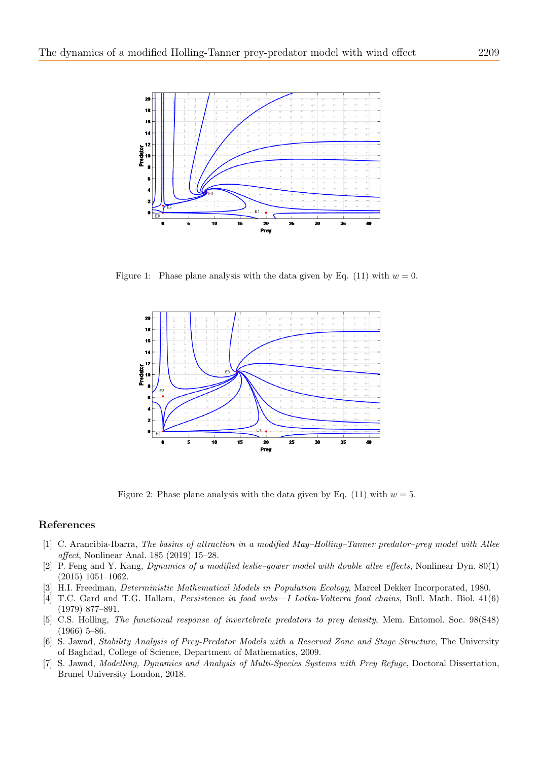Figure 1: Phase plane analysis with the data given by Eq. (11) with $w = 0$.

Figure 2: Phase plane analysis with the data given by Eq. (11) with $w = 5$.

## References

[1] C. Arancibia-Ibarra, *The basins of attraction in a modified May–Holling–Tanner predator–prey model with Allee affect*, Nonlinear Anal. 185 (2019) 15–28.

[2] P. Feng and Y. Kang, *Dynamics of a modified leslie–gower model with double allee effects*, Nonlinear Dyn. 80(1) (2015) 1051–1062.

[3] H.I. Freedman, *Deterministic Mathematical Models in Population Ecology*, Marcel Dekker Incorporated, 1980.

[4] T.C. Gard and T.G. Hallam, *Persistence in food webs—I Lotka-Volterra food chains*, Bull. Math. Biol. 41(6) (1979) 877–891.

[5] C.S. Holling, *The functional response of invertebrate predators to prey density*, Mem. Entomol. Soc. 98(S48) (1966) 5–86.

[6] S. Jawad, *Stability Analysis of Prey-Predator Models with a Reserved Zone and Stage Structure*, The University of Baghdad, College of Science, Department of Mathematics, 2009.

[7] S. Jawad, *Modelling, Dynamics and Analysis of Multi-Species Systems with Prey Refuge*, Doctoral Dissertation, Brunel University London, 2018.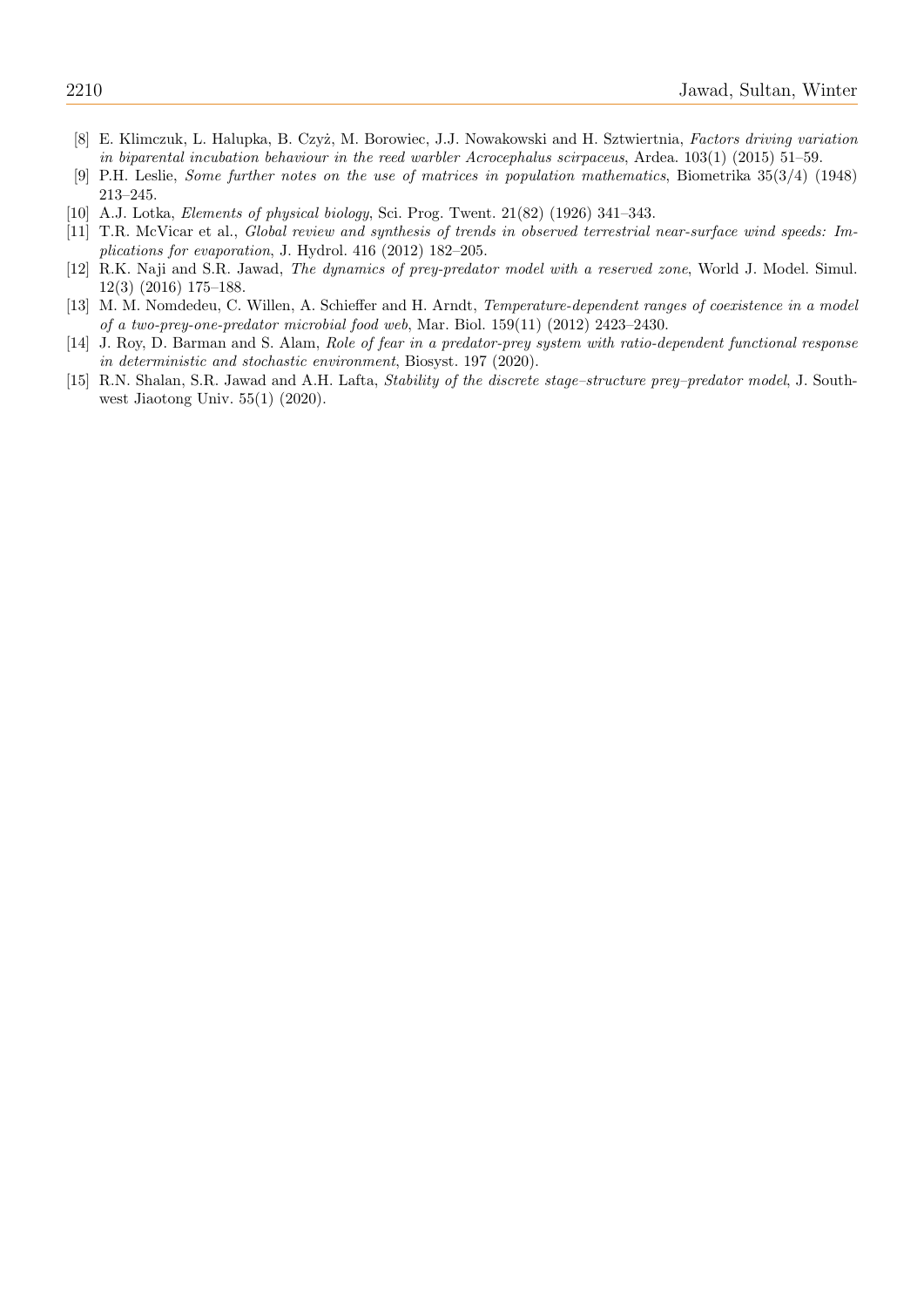[8] E. Klimczuk, L. Halupka, B. Czyż, M. Borowiec, J.J. Nowakowski and H. Sztwiertnia, *Factors driving variation in biparental incubation behaviour in the reed warbler Acrocephalus scirpaceus*, Ardea. 103(1) (2015) 51–59.

[9] P.H. Leslie, *Some further notes on the use of matrices in population mathematics*, Biometrika 35(3/4) (1948) 213–245.

[10] A.J. Lotka, *Elements of physical biology*, Sci. Prog. Twent. 21(82) (1926) 341–343.

[11] T.R. McVicar et al., *Global review and synthesis of trends in observed terrestrial near-surface wind speeds: Implications for evaporation*, J. Hydrol. 416 (2012) 182–205.

[12] R.K. Naji and S.R. Jawad, *The dynamics of prey-predator model with a reserved zone*, World J. Model. Simul. 12(3) (2016) 175–188.

[13] M. M. Nomdedeu, C. Willen, A. Schieffer and H. Arndt, *Temperature-dependent ranges of coexistence in a model of a two-prey-one-predator microbial food web*, Mar. Biol. 159(11) (2012) 2423–2430.

[14] J. Roy, D. Barman and S. Alam, *Role of fear in a predator-prey system with ratio-dependent functional response in deterministic and stochastic environment*, Biosyst. 197 (2020).

[15] R.N. Shalan, S.R. Jawad and A.H. Lafta, *Stability of the discrete stage–structure prey–predator model*, J. Southwest Jiaotong Univ. 55(1) (2020).